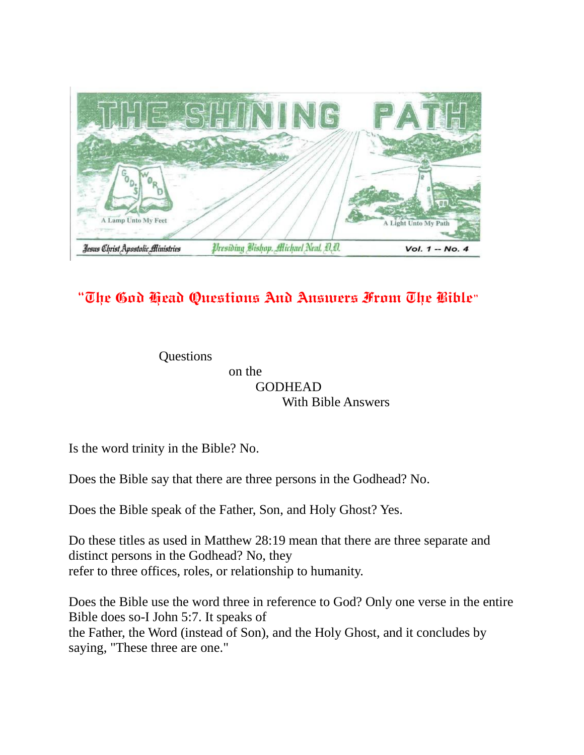# THE SHINING PATH

A Lamp Unto My Feet — A Light Unto My Path

Jesus Christ Apostolic Ministries — Presiding Bishop, Michael Neal, D.D. — Vol. 1 -- No. 4

## "The God Head Questions And Answers From The Bible"

Questions on the GODHEAD With Bible Answers

Is the word trinity in the Bible? No.

Does the Bible say that there are three persons in the Godhead? No.

Does the Bible speak of the Father, Son, and Holy Ghost? Yes.

Do these titles as used in Matthew 28:19 mean that there are three separate and distinct persons in the Godhead? No, they refer to three offices, roles, or relationship to humanity.

Does the Bible use the word three in reference to God? Only one verse in the entire Bible does so-I John 5:7. It speaks of the Father, the Word (instead of Son), and the Holy Ghost, and it concludes by saying, "These three are one."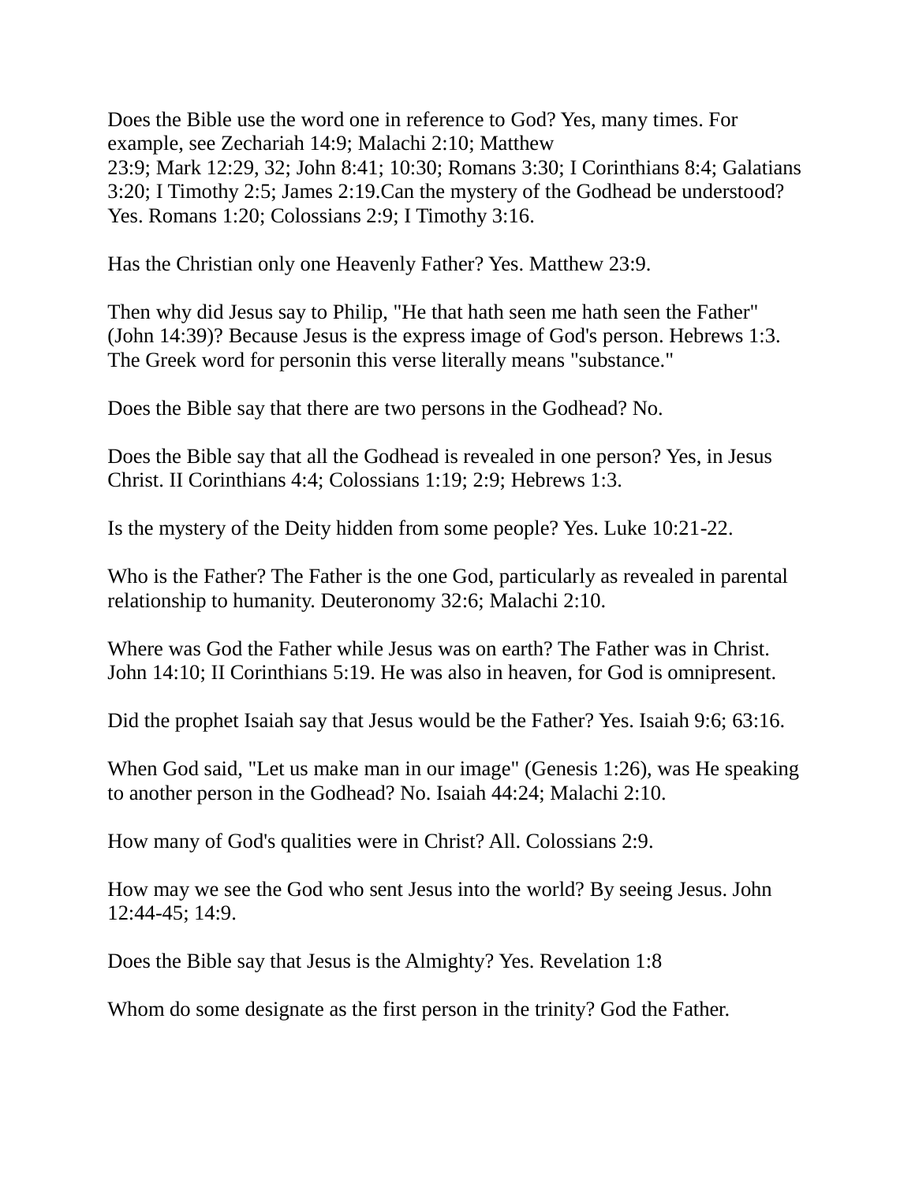Does the Bible use the word one in reference to God? Yes, many times. For example, see Zechariah 14:9; Malachi 2:10; Matthew 23:9; Mark 12:29, 32; John 8:41; 10:30; Romans 3:30; I Corinthians 8:4; Galatians 3:20; I Timothy 2:5; James 2:19.Can the mystery of the Godhead be understood? Yes. Romans 1:20; Colossians 2:9; I Timothy 3:16.

Has the Christian only one Heavenly Father? Yes. Matthew 23:9.

Then why did Jesus say to Philip, "He that hath seen me hath seen the Father" (John 14:39)? Because Jesus is the express image of God's person. Hebrews 1:3. The Greek word for personin this verse literally means "substance."

Does the Bible say that there are two persons in the Godhead? No.

Does the Bible say that all the Godhead is revealed in one person? Yes, in Jesus Christ. II Corinthians 4:4; Colossians 1:19; 2:9; Hebrews 1:3.

Is the mystery of the Deity hidden from some people? Yes. Luke 10:21-22.

Who is the Father? The Father is the one God, particularly as revealed in parental relationship to humanity. Deuteronomy 32:6; Malachi 2:10.

Where was God the Father while Jesus was on earth? The Father was in Christ. John 14:10; II Corinthians 5:19. He was also in heaven, for God is omnipresent.

Did the prophet Isaiah say that Jesus would be the Father? Yes. Isaiah 9:6; 63:16.

When God said, "Let us make man in our image" (Genesis 1:26), was He speaking to another person in the Godhead? No. Isaiah 44:24; Malachi 2:10.

How many of God's qualities were in Christ? All. Colossians 2:9.

How may we see the God who sent Jesus into the world? By seeing Jesus. John 12:44-45; 14:9.

Does the Bible say that Jesus is the Almighty? Yes. Revelation 1:8

Whom do some designate as the first person in the trinity? God the Father.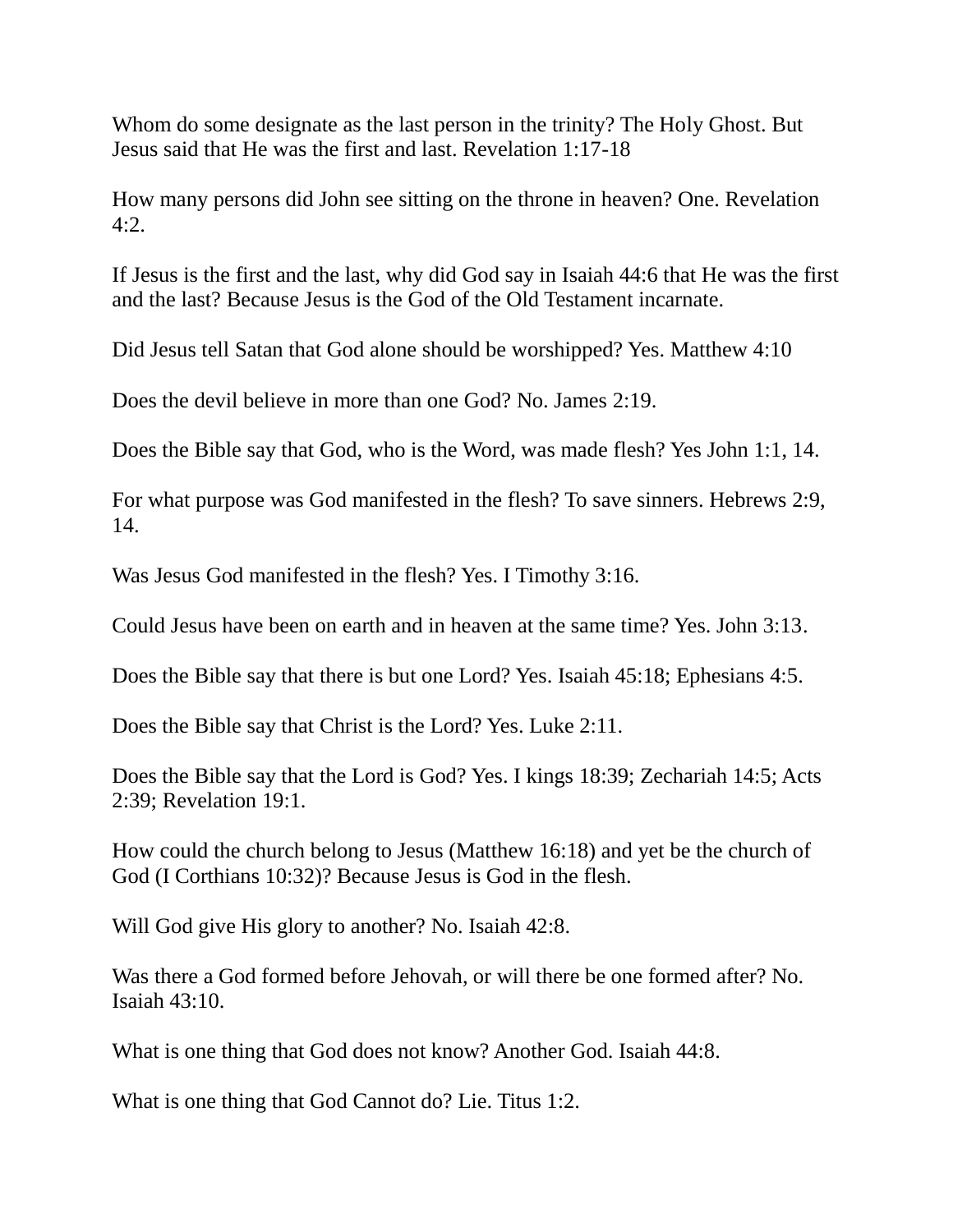Whom do some designate as the last person in the trinity? The Holy Ghost. But Jesus said that He was the first and last. Revelation 1:17-18

How many persons did John see sitting on the throne in heaven? One. Revelation 4:2.

If Jesus is the first and the last, why did God say in Isaiah 44:6 that He was the first and the last? Because Jesus is the God of the Old Testament incarnate.

Did Jesus tell Satan that God alone should be worshipped? Yes. Matthew 4:10

Does the devil believe in more than one God? No. James 2:19.

Does the Bible say that God, who is the Word, was made flesh? Yes John 1:1, 14.

For what purpose was God manifested in the flesh? To save sinners. Hebrews 2:9, 14.

Was Jesus God manifested in the flesh? Yes. I Timothy 3:16.

Could Jesus have been on earth and in heaven at the same time? Yes. John 3:13.

Does the Bible say that there is but one Lord? Yes. Isaiah 45:18; Ephesians 4:5.

Does the Bible say that Christ is the Lord? Yes. Luke 2:11.

Does the Bible say that the Lord is God? Yes. I kings 18:39; Zechariah 14:5; Acts 2:39; Revelation 19:1.

How could the church belong to Jesus (Matthew 16:18) and yet be the church of God (I Corthians 10:32)? Because Jesus is God in the flesh.

Will God give His glory to another? No. Isaiah 42:8.

Was there a God formed before Jehovah, or will there be one formed after? No. Isaiah 43:10.

What is one thing that God does not know? Another God. Isaiah 44:8.

What is one thing that God Cannot do? Lie. Titus 1:2.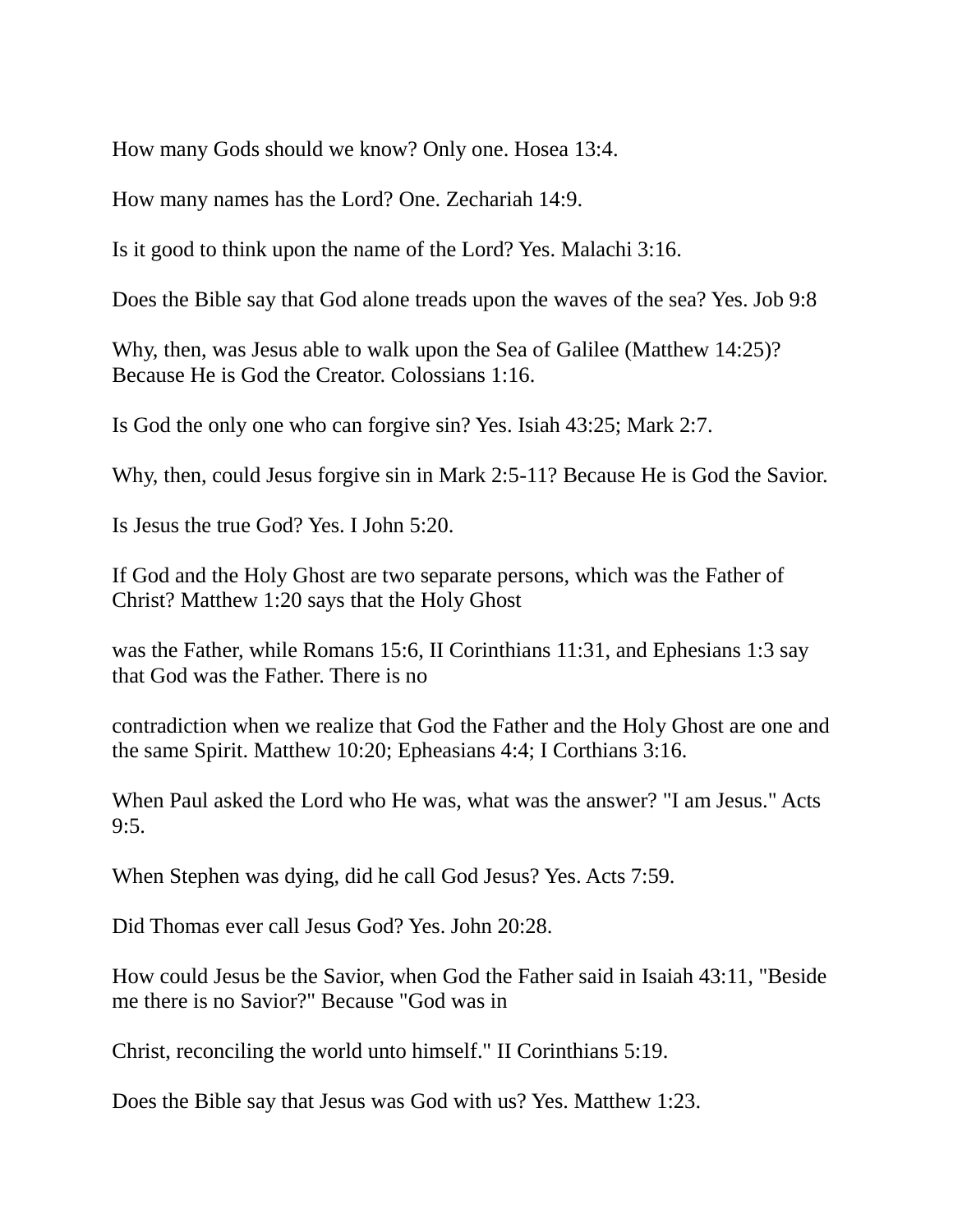How many Gods should we know? Only one. Hosea 13:4.

How many names has the Lord? One. Zechariah 14:9.

Is it good to think upon the name of the Lord? Yes. Malachi 3:16.

Does the Bible say that God alone treads upon the waves of the sea? Yes. Job 9:8

Why, then, was Jesus able to walk upon the Sea of Galilee (Matthew 14:25)? Because He is God the Creator. Colossians 1:16.

Is God the only one who can forgive sin? Yes. Isiah 43:25; Mark 2:7.

Why, then, could Jesus forgive sin in Mark 2:5-11? Because He is God the Savior.

Is Jesus the true God? Yes. I John 5:20.

If God and the Holy Ghost are two separate persons, which was the Father of Christ? Matthew 1:20 says that the Holy Ghost

was the Father, while Romans 15:6, II Corinthians 11:31, and Ephesians 1:3 say that God was the Father. There is no

contradiction when we realize that God the Father and the Holy Ghost are one and the same Spirit. Matthew 10:20; Epheasians 4:4; I Corthians 3:16.

When Paul asked the Lord who He was, what was the answer? "I am Jesus." Acts 9:5.

When Stephen was dying, did he call God Jesus? Yes. Acts 7:59.

Did Thomas ever call Jesus God? Yes. John 20:28.

How could Jesus be the Savior, when God the Father said in Isaiah 43:11, "Beside me there is no Savior?" Because "God was in

Christ, reconciling the world unto himself." II Corinthians 5:19.

Does the Bible say that Jesus was God with us? Yes. Matthew 1:23.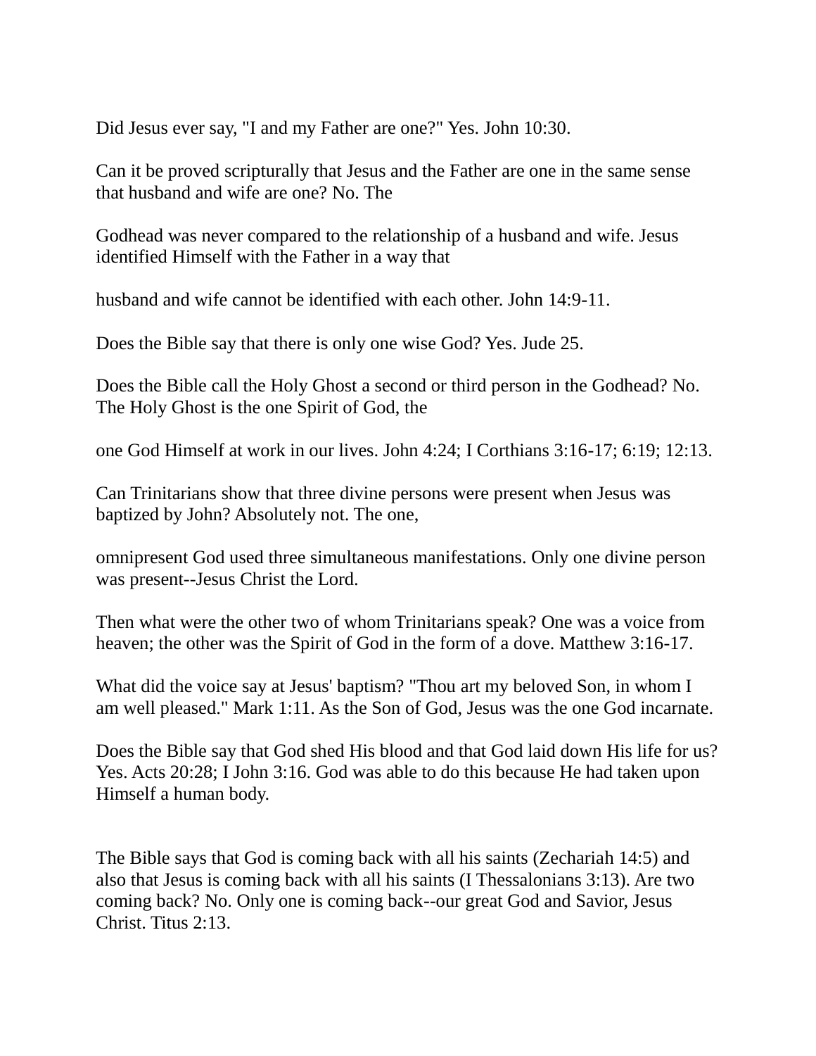Did Jesus ever say, "I and my Father are one?" Yes. John 10:30.

Can it be proved scripturally that Jesus and the Father are one in the same sense that husband and wife are one? No. The

Godhead was never compared to the relationship of a husband and wife. Jesus identified Himself with the Father in a way that

husband and wife cannot be identified with each other. John 14:9-11.

Does the Bible say that there is only one wise God? Yes. Jude 25.

Does the Bible call the Holy Ghost a second or third person in the Godhead? No. The Holy Ghost is the one Spirit of God, the

one God Himself at work in our lives. John 4:24; I Corthians 3:16-17; 6:19; 12:13.

Can Trinitarians show that three divine persons were present when Jesus was baptized by John? Absolutely not. The one,

omnipresent God used three simultaneous manifestations. Only one divine person was present--Jesus Christ the Lord.

Then what were the other two of whom Trinitarians speak? One was a voice from heaven; the other was the Spirit of God in the form of a dove. Matthew 3:16-17.

What did the voice say at Jesus' baptism? "Thou art my beloved Son, in whom I am well pleased." Mark 1:11. As the Son of God, Jesus was the one God incarnate.

Does the Bible say that God shed His blood and that God laid down His life for us? Yes. Acts 20:28; I John 3:16. God was able to do this because He had taken upon Himself a human body.

The Bible says that God is coming back with all his saints (Zechariah 14:5) and also that Jesus is coming back with all his saints (I Thessalonians 3:13). Are two coming back? No. Only one is coming back--our great God and Savior, Jesus Christ. Titus 2:13.